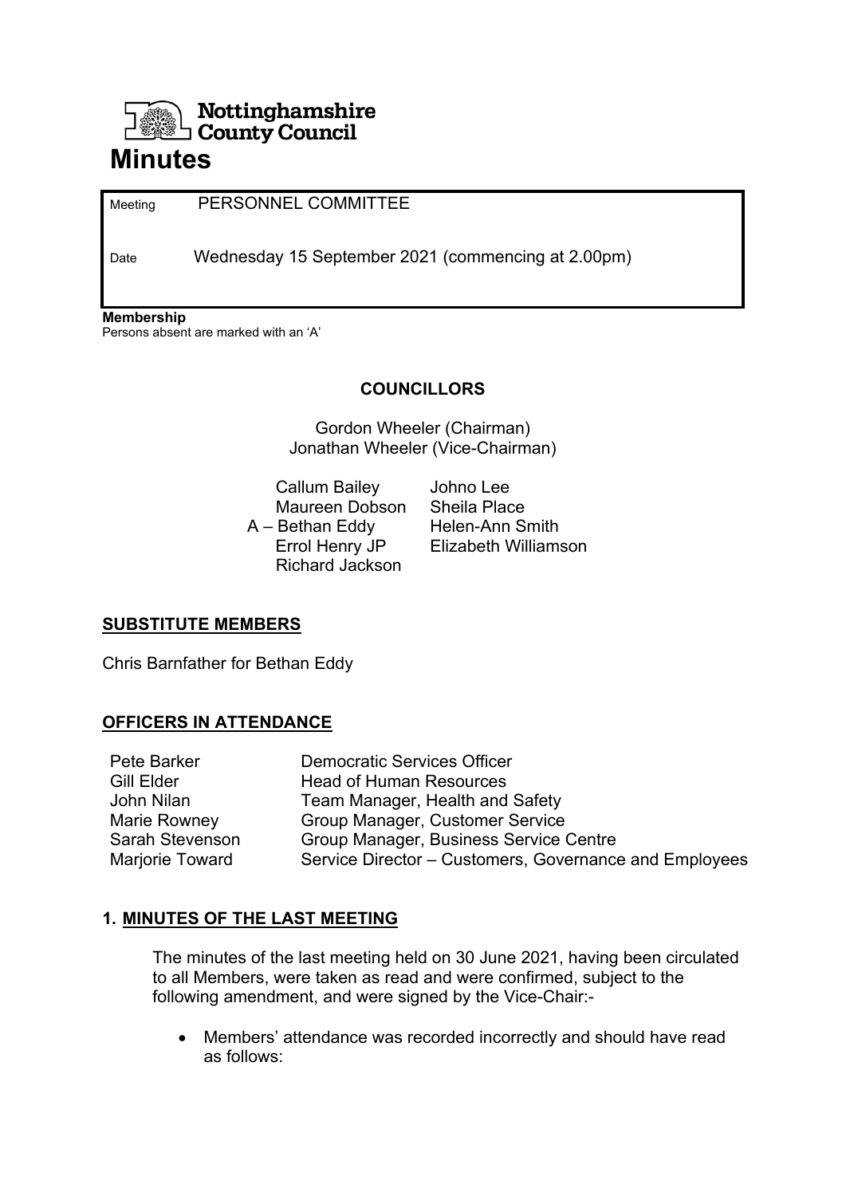Nottinghamshire County Council

# Minutes

| | |
|---|---|
| Meeting | PERSONNEL COMMITTEE |
| Date | Wednesday 15 September 2021 (commencing at 2.00pm) |

**Membership**
Persons absent are marked with an 'A'

**COUNCILLORS**

Gordon Wheeler (Chairman)
Jonathan Wheeler (Vice-Chairman)

| | |
|---|---|
| Callum Bailey | Johno Lee |
| Maureen Dobson | Sheila Place |
| A – Bethan Eddy | Helen-Ann Smith |
| Errol Henry JP | Elizabeth Williamson |
| Richard Jackson | |

**SUBSTITUTE MEMBERS**

Chris Barnfather for Bethan Eddy

**OFFICERS IN ATTENDANCE**

| | |
|---|---|
| Pete Barker | Democratic Services Officer |
| Gill Elder | Head of Human Resources |
| John Nilan | Team Manager, Health and Safety |
| Marie Rowney | Group Manager, Customer Service |
| Sarah Stevenson | Group Manager, Business Service Centre |
| Marjorie Toward | Service Director – Customers, Governance and Employees |

## 1. MINUTES OF THE LAST MEETING

The minutes of the last meeting held on 30 June 2021, having been circulated to all Members, were taken as read and were confirmed, subject to the following amendment, and were signed by the Vice-Chair:-

- Members' attendance was recorded incorrectly and should have read as follows: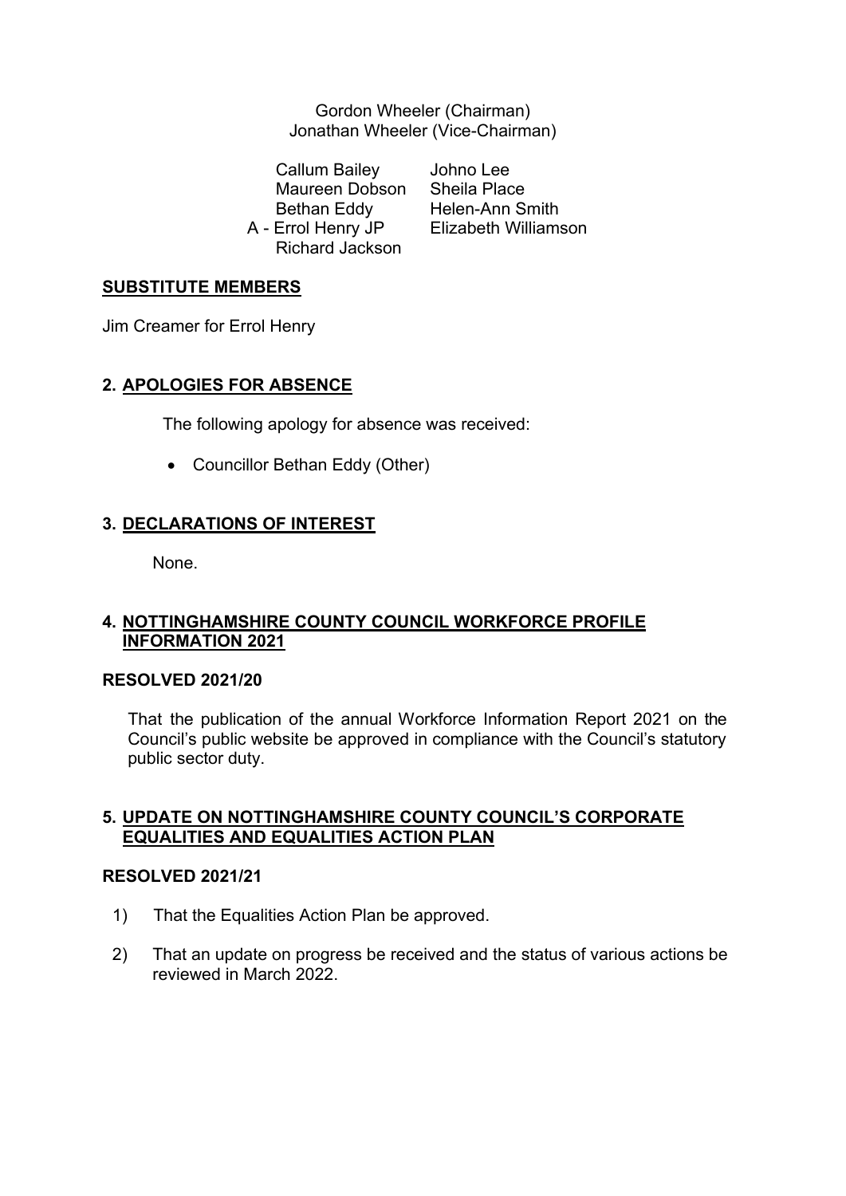Gordon Wheeler (Chairman)
Jonathan Wheeler (Vice-Chairman)

| | |
|---|---|
| Callum Bailey | Johno Lee |
| Maureen Dobson | Sheila Place |
| Bethan Eddy | Helen-Ann Smith |
| A - Errol Henry JP | Elizabeth Williamson |
| Richard Jackson | |

**SUBSTITUTE MEMBERS**

Jim Creamer for Errol Henry

## 2. APOLOGIES FOR ABSENCE

The following apology for absence was received:

- Councillor Bethan Eddy (Other)

## 3. DECLARATIONS OF INTEREST

None.

## 4. NOTTINGHAMSHIRE COUNTY COUNCIL WORKFORCE PROFILE INFORMATION 2021

**RESOLVED 2021/20**

That the publication of the annual Workforce Information Report 2021 on the Council's public website be approved in compliance with the Council's statutory public sector duty.

## 5. UPDATE ON NOTTINGHAMSHIRE COUNTY COUNCIL'S CORPORATE EQUALITIES AND EQUALITIES ACTION PLAN

**RESOLVED 2021/21**

1) That the Equalities Action Plan be approved.

2) That an update on progress be received and the status of various actions be reviewed in March 2022.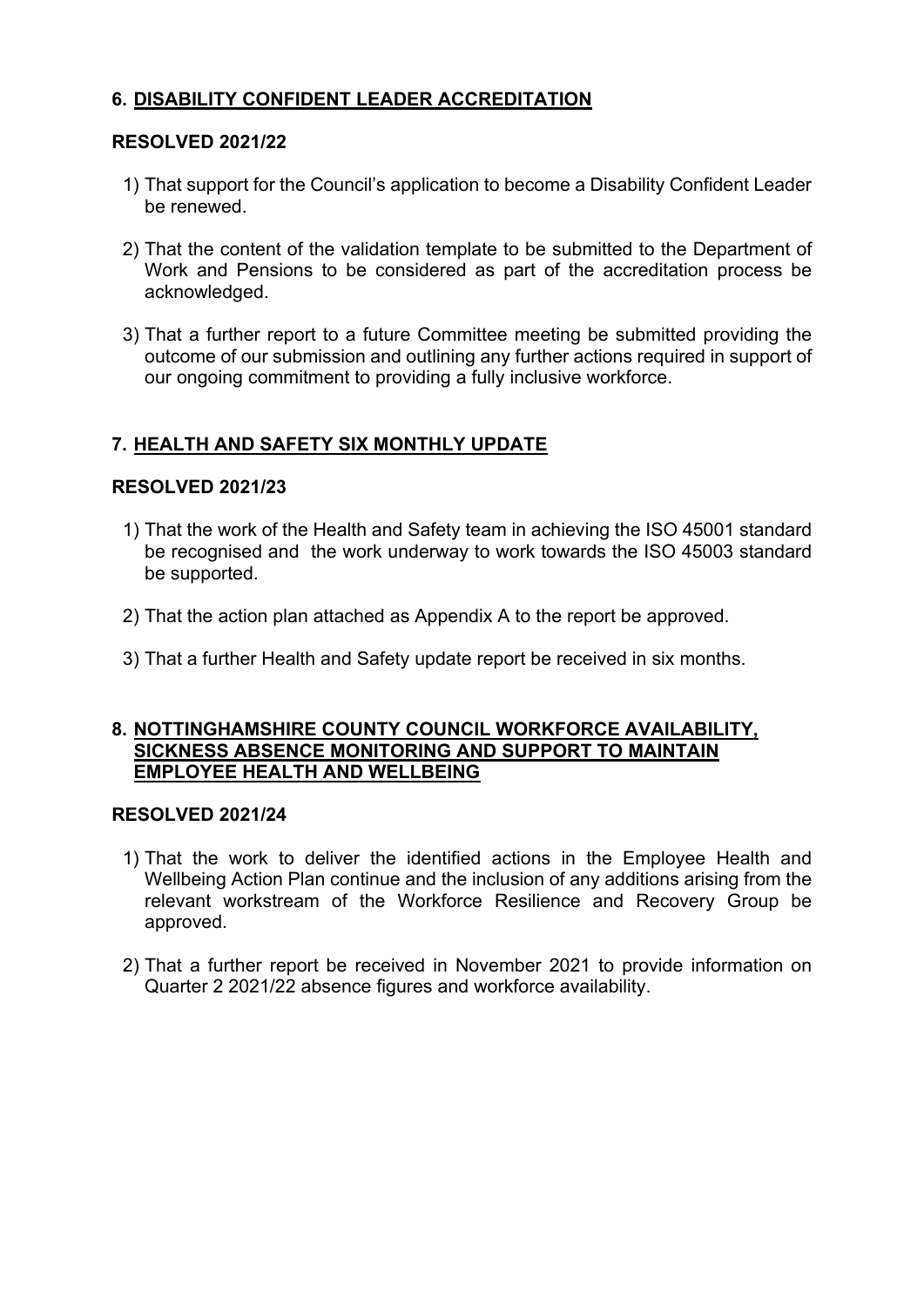## 6. DISABILITY CONFIDENT LEADER ACCREDITATION

**RESOLVED 2021/22**

1) That support for the Council's application to become a Disability Confident Leader be renewed.

2) That the content of the validation template to be submitted to the Department of Work and Pensions to be considered as part of the accreditation process be acknowledged.

3) That a further report to a future Committee meeting be submitted providing the outcome of our submission and outlining any further actions required in support of our ongoing commitment to providing a fully inclusive workforce.

## 7. HEALTH AND SAFETY SIX MONTHLY UPDATE

**RESOLVED 2021/23**

1) That the work of the Health and Safety team in achieving the ISO 45001 standard be recognised and the work underway to work towards the ISO 45003 standard be supported.

2) That the action plan attached as Appendix A to the report be approved.

3) That a further Health and Safety update report be received in six months.

## 8. NOTTINGHAMSHIRE COUNTY COUNCIL WORKFORCE AVAILABILITY, SICKNESS ABSENCE MONITORING AND SUPPORT TO MAINTAIN EMPLOYEE HEALTH AND WELLBEING

**RESOLVED 2021/24**

1) That the work to deliver the identified actions in the Employee Health and Wellbeing Action Plan continue and the inclusion of any additions arising from the relevant workstream of the Workforce Resilience and Recovery Group be approved.

2) That a further report be received in November 2021 to provide information on Quarter 2 2021/22 absence figures and workforce availability.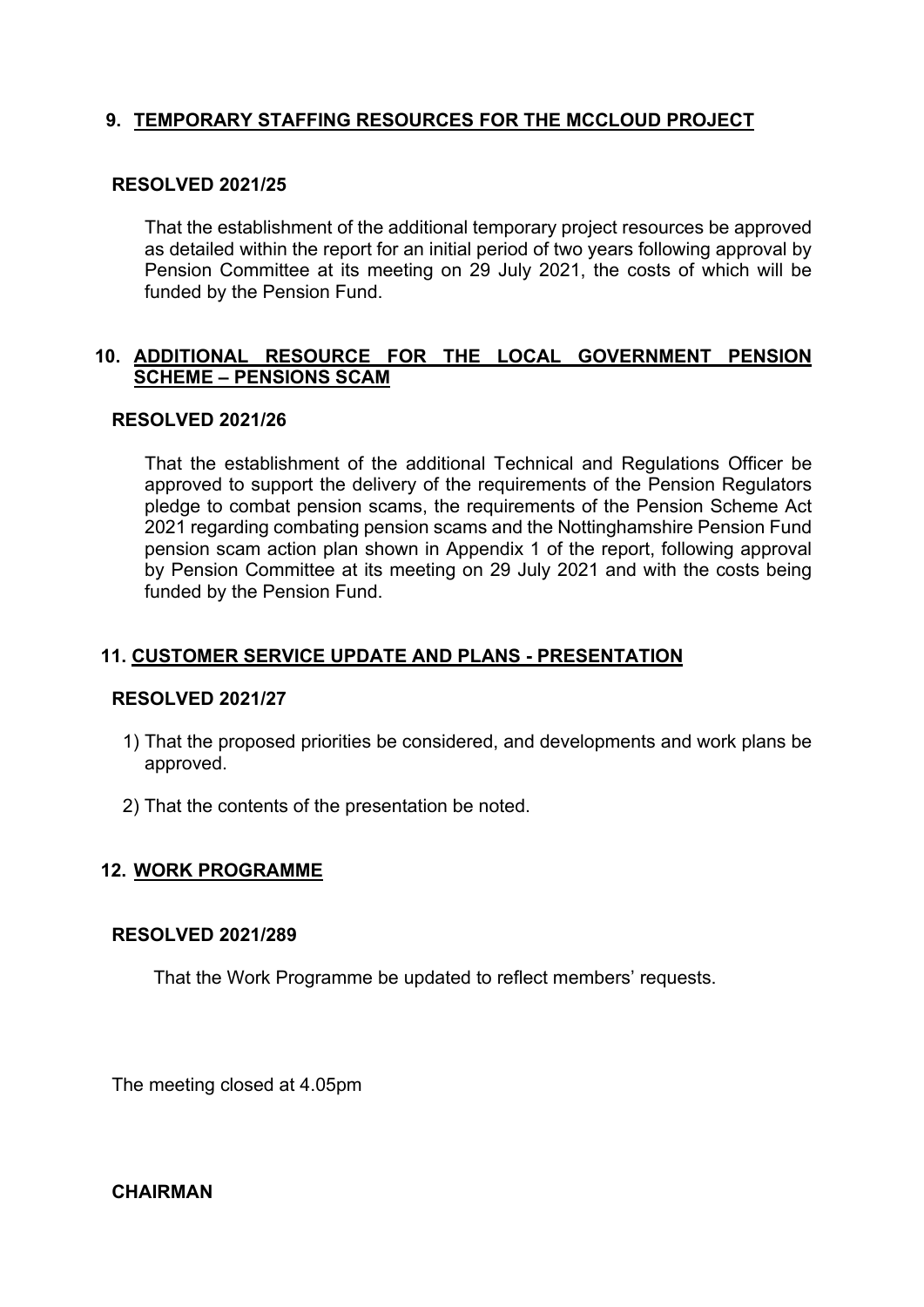## 9. TEMPORARY STAFFING RESOURCES FOR THE MCCLOUD PROJECT

**RESOLVED 2021/25**

That the establishment of the additional temporary project resources be approved as detailed within the report for an initial period of two years following approval by Pension Committee at its meeting on 29 July 2021, the costs of which will be funded by the Pension Fund.

## 10. ADDITIONAL RESOURCE FOR THE LOCAL GOVERNMENT PENSION SCHEME – PENSIONS SCAM

**RESOLVED 2021/26**

That the establishment of the additional Technical and Regulations Officer be approved to support the delivery of the requirements of the Pension Regulators pledge to combat pension scams, the requirements of the Pension Scheme Act 2021 regarding combating pension scams and the Nottinghamshire Pension Fund pension scam action plan shown in Appendix 1 of the report, following approval by Pension Committee at its meeting on 29 July 2021 and with the costs being funded by the Pension Fund.

## 11. CUSTOMER SERVICE UPDATE AND PLANS - PRESENTATION

**RESOLVED 2021/27**

1) That the proposed priorities be considered, and developments and work plans be approved.
2) That the contents of the presentation be noted.

## 12. WORK PROGRAMME

**RESOLVED 2021/289**

That the Work Programme be updated to reflect members' requests.

The meeting closed at 4.05pm

**CHAIRMAN**